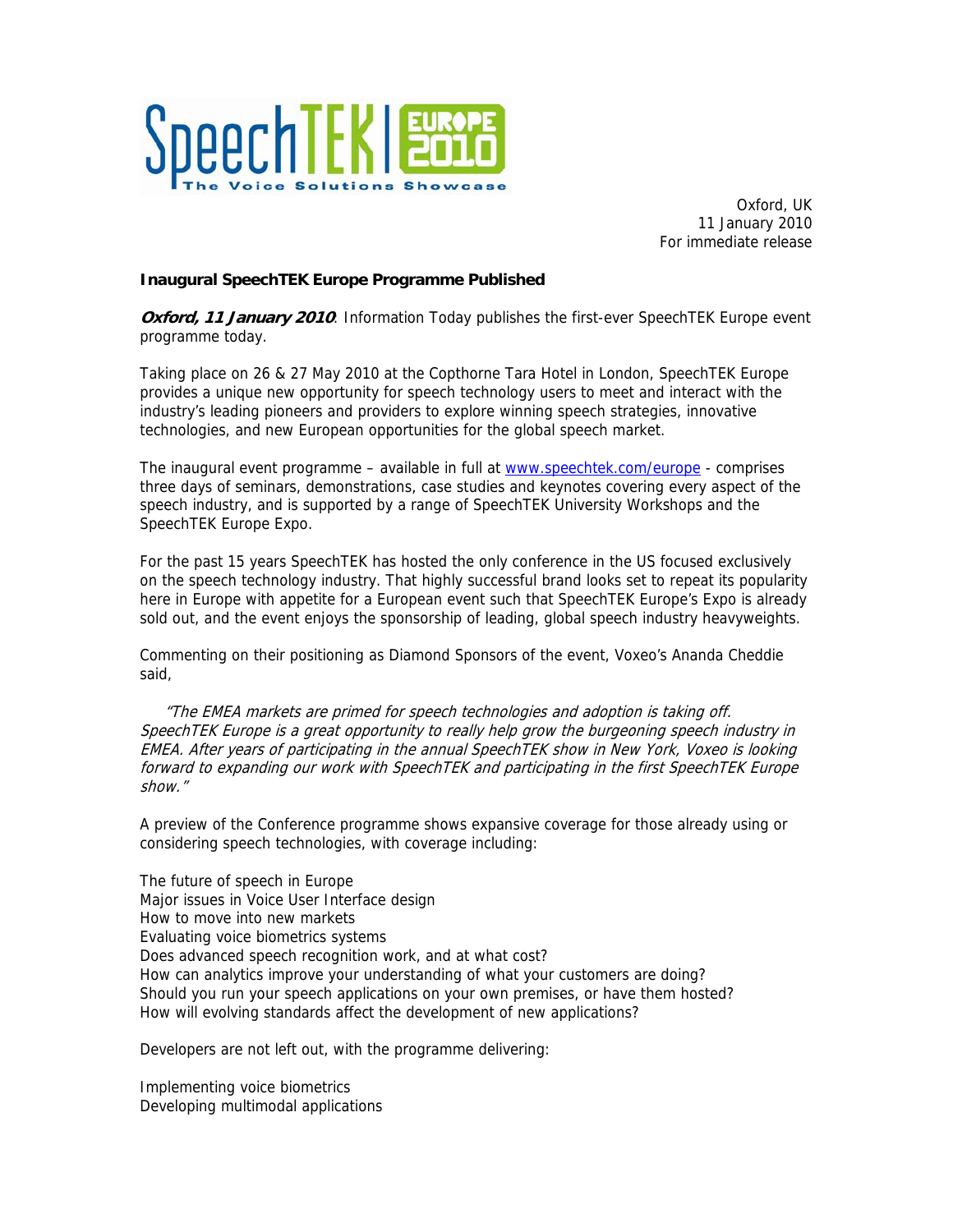SpeechTEK | EUROPE 2010
The Voice Solutions Showcase

Oxford, UK
11 January 2010
For immediate release

**Inaugural SpeechTEK Europe Programme Published**

***Oxford, 11 January 2010***. Information Today publishes the first-ever SpeechTEK Europe event programme today.

Taking place on 26 & 27 May 2010 at the Copthorne Tara Hotel in London, SpeechTEK Europe provides a unique new opportunity for speech technology users to meet and interact with the industry's leading pioneers and providers to explore winning speech strategies, innovative technologies, and new European opportunities for the global speech market.

The inaugural event programme – available in full at [www.speechtek.com/europe](www.speechtek.com/europe) - comprises three days of seminars, demonstrations, case studies and keynotes covering every aspect of the speech industry, and is supported by a range of SpeechTEK University Workshops and the SpeechTEK Europe Expo.

For the past 15 years SpeechTEK has hosted the only conference in the US focused exclusively on the speech technology industry. That highly successful brand looks set to repeat its popularity here in Europe with appetite for a European event such that SpeechTEK Europe's Expo is already sold out, and the event enjoys the sponsorship of leading, global speech industry heavyweights.

Commenting on their positioning as Diamond Sponsors of the event, Voxeo's Ananda Cheddie said,

*"The EMEA markets are primed for speech technologies and adoption is taking off. SpeechTEK Europe is a great opportunity to really help grow the burgeoning speech industry in EMEA. After years of participating in the annual SpeechTEK show in New York, Voxeo is looking forward to expanding our work with SpeechTEK and participating in the first SpeechTEK Europe show."*

A preview of the Conference programme shows expansive coverage for those already using or considering speech technologies, with coverage including:

The future of speech in Europe
Major issues in Voice User Interface design
How to move into new markets
Evaluating voice biometrics systems
Does advanced speech recognition work, and at what cost?
How can analytics improve your understanding of what your customers are doing?
Should you run your speech applications on your own premises, or have them hosted?
How will evolving standards affect the development of new applications?

Developers are not left out, with the programme delivering:

Implementing voice biometrics
Developing multimodal applications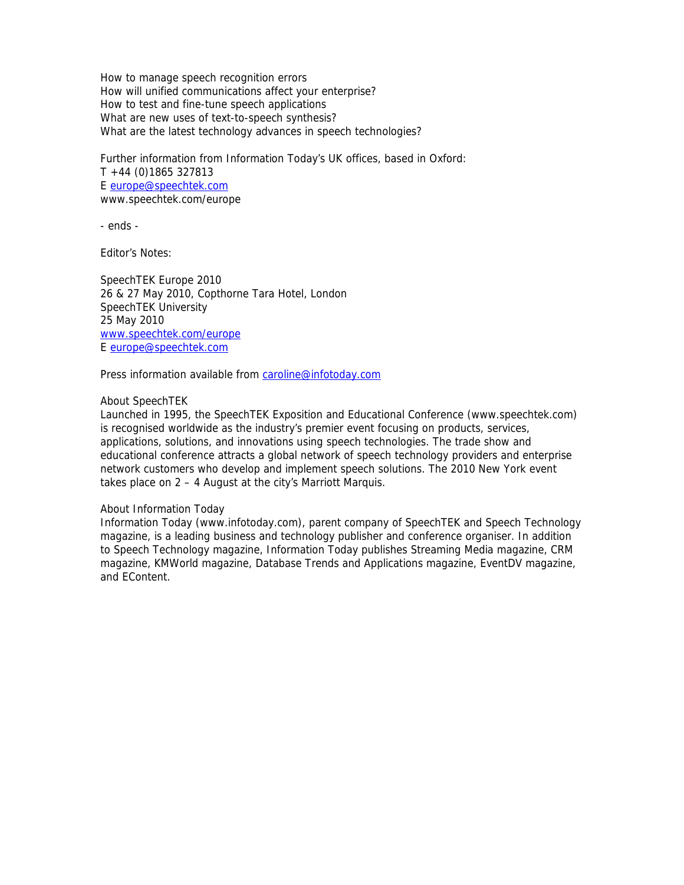How to manage speech recognition errors
How will unified communications affect your enterprise?
How to test and fine-tune speech applications
What are new uses of text-to-speech synthesis?
What are the latest technology advances in speech technologies?

Further information from Information Today's UK offices, based in Oxford:
T +44 (0)1865 327813
E europe@speechtek.com
www.speechtek.com/europe

- ends -

Editor's Notes:

SpeechTEK Europe 2010
26 & 27 May 2010, Copthorne Tara Hotel, London
SpeechTEK University
25 May 2010
www.speechtek.com/europe
E europe@speechtek.com

Press information available from caroline@infotoday.com

About SpeechTEK
Launched in 1995, the SpeechTEK Exposition and Educational Conference (www.speechtek.com) is recognised worldwide as the industry's premier event focusing on products, services, applications, solutions, and innovations using speech technologies. The trade show and educational conference attracts a global network of speech technology providers and enterprise network customers who develop and implement speech solutions. The 2010 New York event takes place on 2 – 4 August at the city's Marriott Marquis.

About Information Today
Information Today (www.infotoday.com), parent company of SpeechTEK and Speech Technology magazine, is a leading business and technology publisher and conference organiser. In addition to Speech Technology magazine, Information Today publishes Streaming Media magazine, CRM magazine, KMWorld magazine, Database Trends and Applications magazine, EventDV magazine, and EContent.